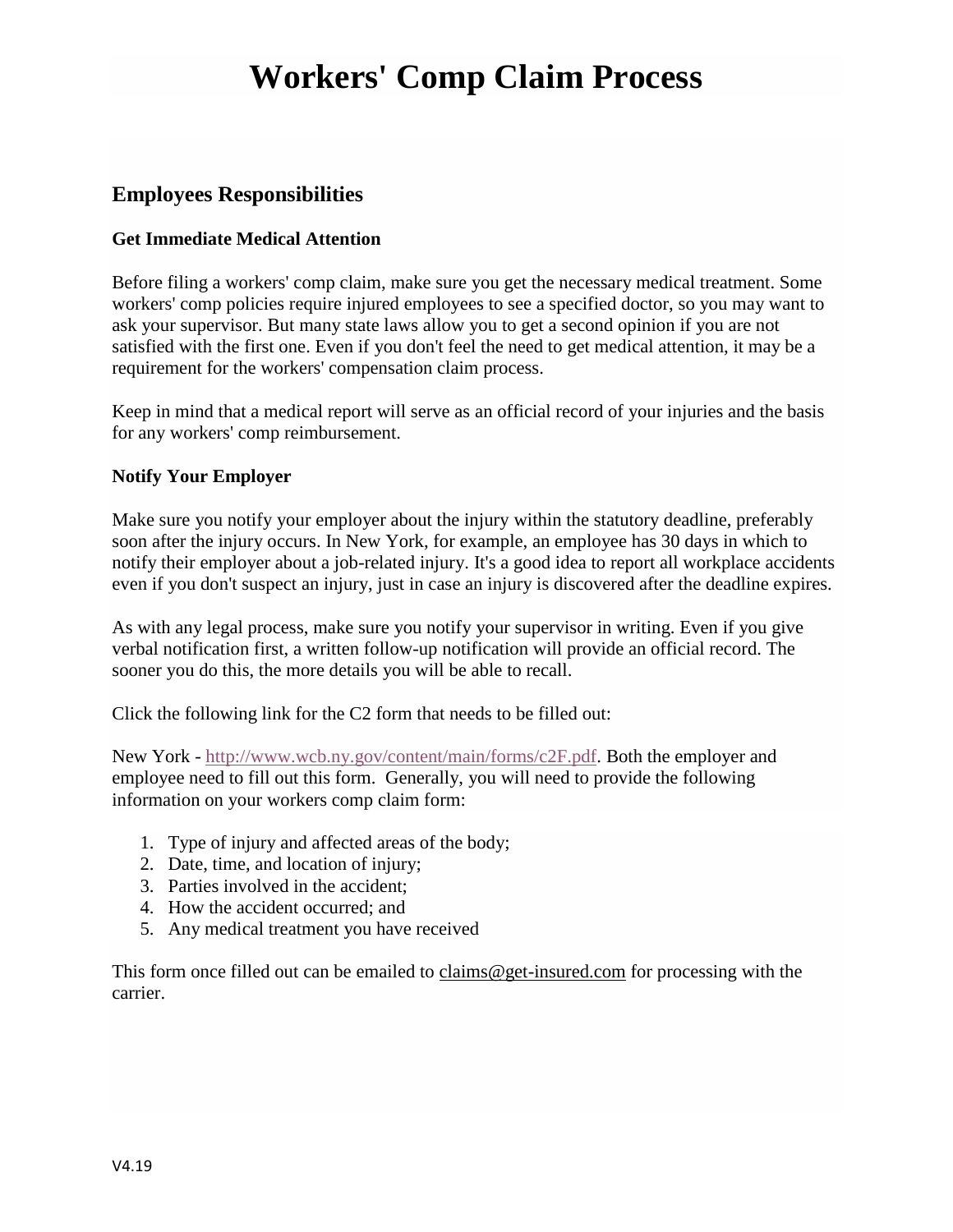# Workers' Comp Claim Process

## Employees Responsibilities

### Get Immediate Medical Attention

Before filing a workers' comp claim, make sure you get the necessary medical treatment. Some workers' comp policies require injured employees to see a specified doctor, so you may want to ask your supervisor. But many state laws allow you to get a second opinion if you are not satisfied with the first one. Even if you don't feel the need to get medical attention, it may be a requirement for the workers' compensation claim process.

Keep in mind that a medical report will serve as an official record of your injuries and the basis for any workers' comp reimbursement.

### Notify Your Employer

Make sure you notify your employer about the injury within the statutory deadline, preferably soon after the injury occurs. In New York, for example, an employee has 30 days in which to notify their employer about a job-related injury. It's a good idea to report all workplace accidents even if you don't suspect an injury, just in case an injury is discovered after the deadline expires.

As with any legal process, make sure you notify your supervisor in writing. Even if you give verbal notification first, a written follow-up notification will provide an official record. The sooner you do this, the more details you will be able to recall.

Click the following link for the C2 form that needs to be filled out:

New York - http://www.wcb.ny.gov/content/main/forms/c2F.pdf. Both the employer and employee need to fill out this form. Generally, you will need to provide the following information on your workers comp claim form:

1. Type of injury and affected areas of the body;
2. Date, time, and location of injury;
3. Parties involved in the accident;
4. How the accident occurred; and
5. Any medical treatment you have received

This form once filled out can be emailed to claims@get-insured.com for processing with the carrier.

V4.19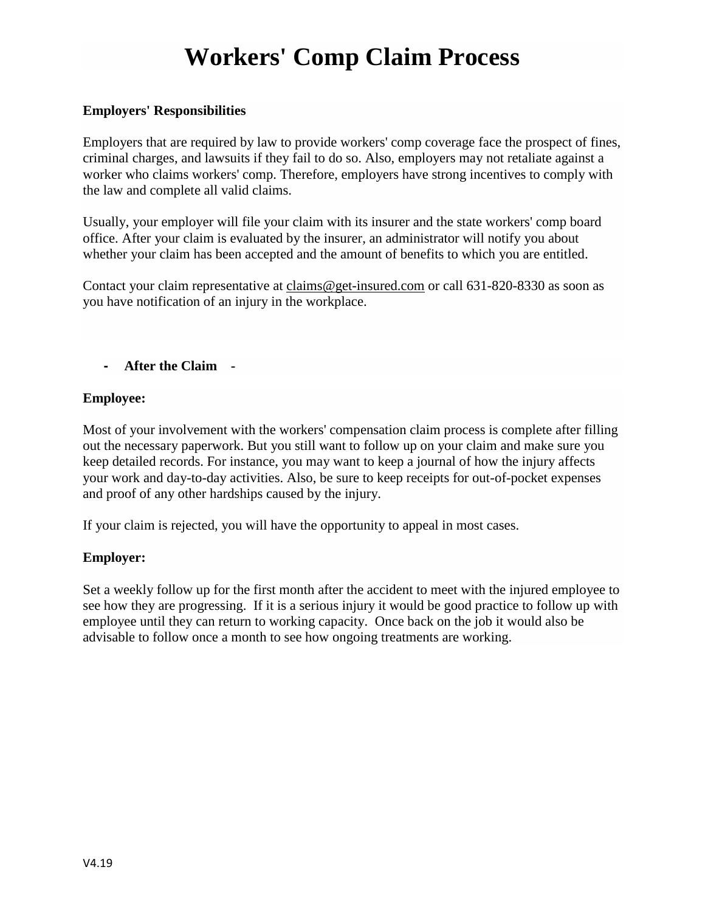# Workers' Comp Claim Process

**Employers' Responsibilities**

Employers that are required by law to provide workers' comp coverage face the prospect of fines, criminal charges, and lawsuits if they fail to do so. Also, employers may not retaliate against a worker who claims workers' comp. Therefore, employers have strong incentives to comply with the law and complete all valid claims.

Usually, your employer will file your claim with its insurer and the state workers' comp board office. After your claim is evaluated by the insurer, an administrator will notify you about whether your claim has been accepted and the amount of benefits to which you are entitled.

Contact your claim representative at claims@get-insured.com or call 631-820-8330 as soon as you have notification of an injury in the workplace.

**- After the Claim -**

**Employee:**

Most of your involvement with the workers' compensation claim process is complete after filling out the necessary paperwork. But you still want to follow up on your claim and make sure you keep detailed records. For instance, you may want to keep a journal of how the injury affects your work and day-to-day activities. Also, be sure to keep receipts for out-of-pocket expenses and proof of any other hardships caused by the injury.

If your claim is rejected, you will have the opportunity to appeal in most cases.

**Employer:**

Set a weekly follow up for the first month after the accident to meet with the injured employee to see how they are progressing. If it is a serious injury it would be good practice to follow up with employee until they can return to working capacity. Once back on the job it would also be advisable to follow once a month to see how ongoing treatments are working.

V4.19